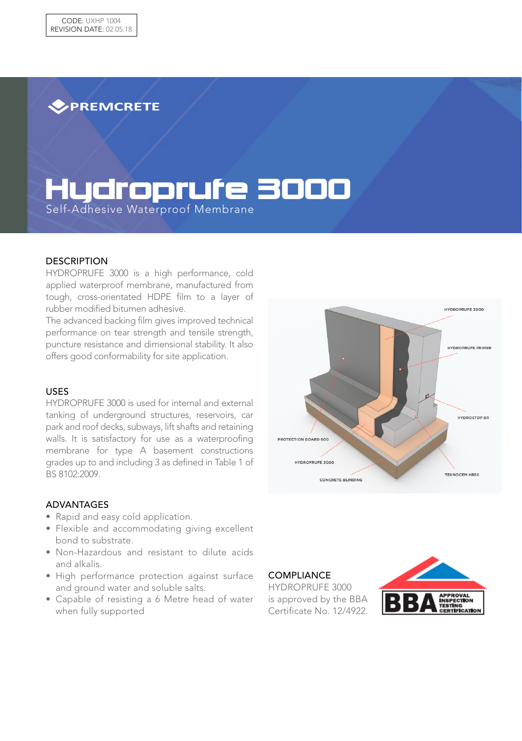CODE: UXHP 1004
REVISION DATE: 02.05.18

PREMCRETE

# Hydroprufe 3000

Self-Adhesive Waterproof Membrane

## DESCRIPTION

HYDROPRUFE 3000 is a high performance, cold applied waterproof membrane, manufactured from tough, cross-orientated HDPE film to a layer of rubber modified bitumen adhesive.

The advanced backing film gives improved technical performance on tear strength and tensile strength, puncture resistance and dimensional stability. It also offers good conformability for site application.

## USES

HYDROPRUFE 3000 is used for internal and external tanking of underground structures, reservoirs, car park and roof decks, subways, lift shafts and retaining walls. It is satisfactory for use as a waterproofing membrane for type A basement constructions grades up to and including 3 as defined in Table 1 of BS 8102:2009.

HYDROPRUFE 3000

HYDROPRUFE PRIMER

HYDROSTOP BR

PROTECTION BOARD 600

HYDROPRUFE 3000

CONCRETE BLINDING

TEKNOCEM HB50

## ADVANTAGES

- Rapid and easy cold application.
- Flexible and accommodating giving excellent bond to substrate.
- Non-Hazardous and resistant to dilute acids and alkalis.
- High performance protection against surface and ground water and soluble salts.
- Capable of resisting a 6 Metre head of water when fully supported

## COMPLIANCE

HYDROPRUFE 3000 is approved by the BBA Certificate No. 12/4922.

BBA APPROVAL INSPECTION TESTING CERTIFICATION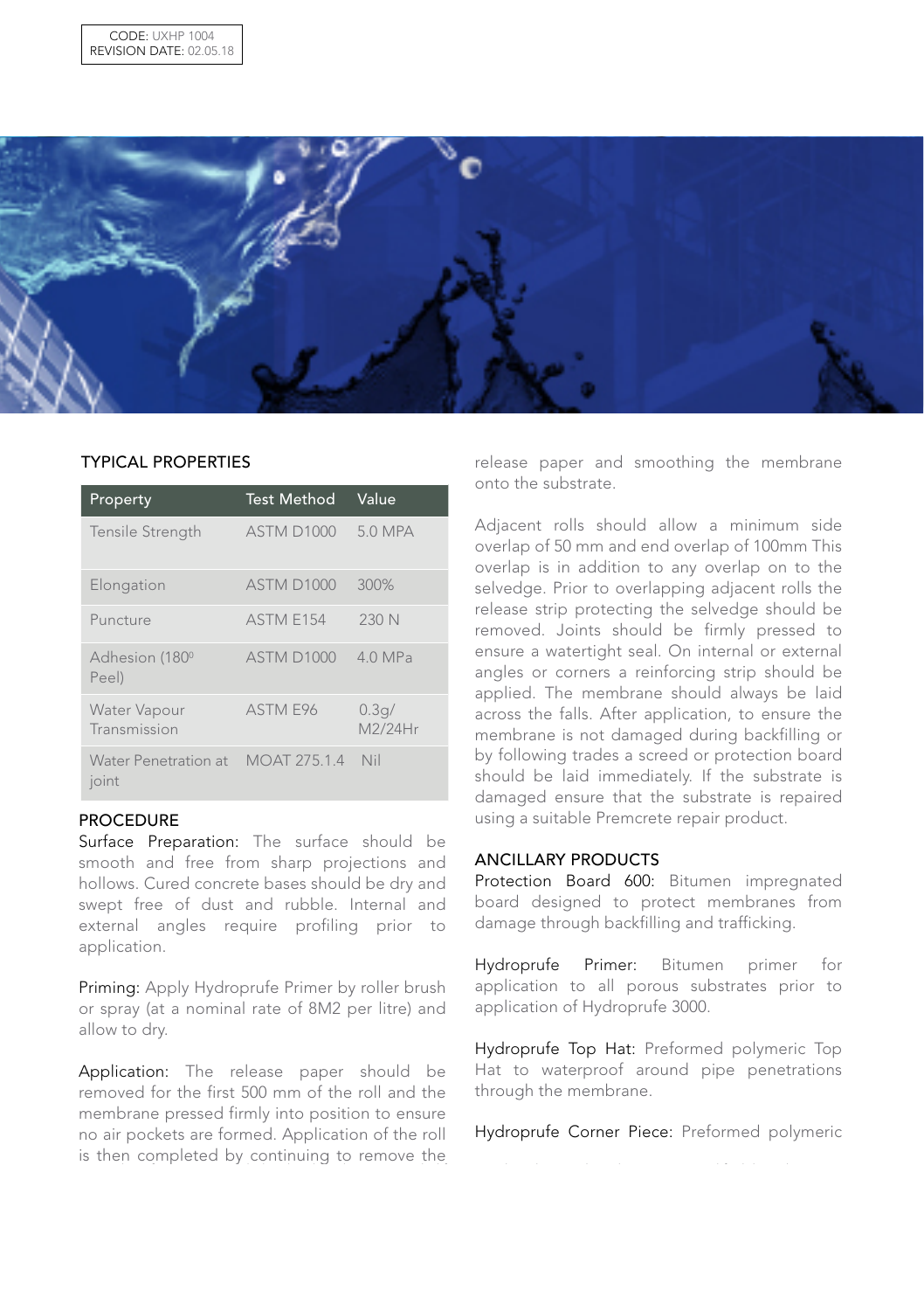CODE: UXHP 1004
REVISION DATE: 02.05.18

## TYPICAL PROPERTIES

| Property | Test Method | Value |
|---|---|---|
| Tensile Strength | ASTM D1000 | 5.0 MPA |
| Elongation | ASTM D1000 | 300% |
| Puncture | ASTM E154 | 230 N |
| Adhesion (180$^0$ Peel) | ASTM D1000 | 4.0 MPa |
| Water Vapour Transmission | ASTM E96 | 0.3g/ M2/24Hr |
| Water Penetration at joint | MOAT 275.1.4 | Nil |

## PROCEDURE

Surface Preparation: The surface should be smooth and free from sharp projections and hollows. Cured concrete bases should be dry and swept free of dust and rubble. Internal and external angles require profiling prior to application.

Priming: Apply Hydroprufe Primer by roller brush or spray (at a nominal rate of 8M2 per litre) and allow to dry.

Application: The release paper should be removed for the first 500 mm of the roll and the membrane pressed firmly into position to ensure no air pockets are formed. Application of the roll is then completed by continuing to remove the release paper and smoothing the membrane onto the substrate.

Adjacent rolls should allow a minimum side overlap of 50 mm and end overlap of 100mm This overlap is in addition to any overlap on to the selvedge. Prior to overlapping adjacent rolls the release strip protecting the selvedge should be removed. Joints should be firmly pressed to ensure a watertight seal. On internal or external angles or corners a reinforcing strip should be applied. The membrane should always be laid across the falls. After application, to ensure the membrane is not damaged during backfilling or by following trades a screed or protection board should be laid immediately. If the substrate is damaged ensure that the substrate is repaired using a suitable Premcrete repair product.

## ANCILLARY PRODUCTS

Protection Board 600: Bitumen impregnated board designed to protect membranes from damage through backfilling and trafficking.

Hydroprufe Primer: Bitumen primer for application to all porous substrates prior to application of Hydroprufe 3000.

Hydroprufe Top Hat: Preformed polymeric Top Hat to waterproof around pipe penetrations through the membrane.

Hydroprufe Corner Piece: Preformed polymeric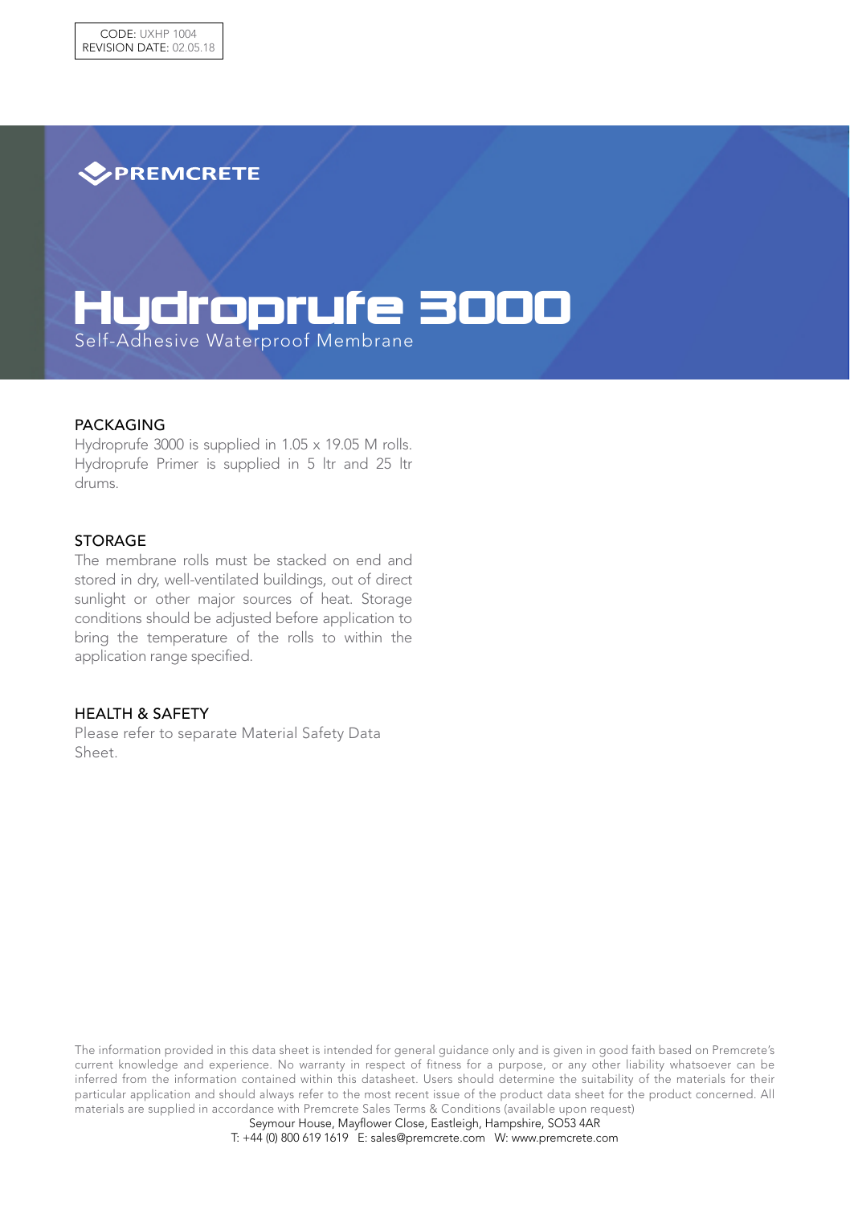CODE: UXHP 1004
REVISION DATE: 02.05.18

PREMCRETE

# Hydroprufe 3000

Self-Adhesive Waterproof Membrane

## PACKAGING

Hydroprufe 3000 is supplied in 1.05 x 19.05 M rolls. Hydroprufe Primer is supplied in 5 ltr and 25 ltr drums.

## STORAGE

The membrane rolls must be stacked on end and stored in dry, well-ventilated buildings, out of direct sunlight or other major sources of heat. Storage conditions should be adjusted before application to bring the temperature of the rolls to within the application range specified.

## HEALTH & SAFETY

Please refer to separate Material Safety Data Sheet.

The information provided in this data sheet is intended for general guidance only and is given in good faith based on Premcrete's current knowledge and experience. No warranty in respect of fitness for a purpose, or any other liability whatsoever can be inferred from the information contained within this datasheet. Users should determine the suitability of the materials for their particular application and should always refer to the most recent issue of the product data sheet for the product concerned. All materials are supplied in accordance with Premcrete Sales Terms & Conditions (available upon request)

Seymour House, Mayflower Close, Eastleigh, Hampshire, SO53 4AR

T: +44 (0) 800 619 1619 E: sales@premcrete.com W: www.premcrete.com